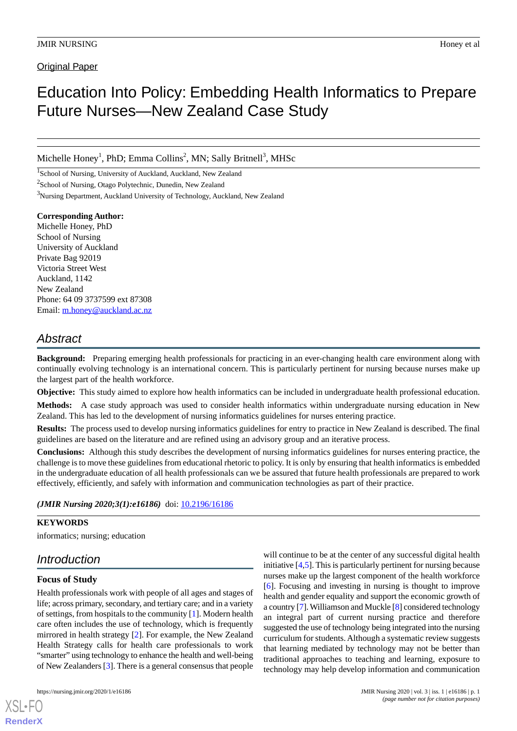Original Paper

# Education Into Policy: Embedding Health Informatics to Prepare Future Nurses—New Zealand Case Study

Michelle Honey[1], PhD; Emma Collins[2], MN; Sally Britnell[3], MHSc

[1]School of Nursing, University of Auckland, Auckland, New Zealand

[2]School of Nursing, Otago Polytechnic, Dunedin, New Zealand

[3]Nursing Department, Auckland University of Technology, Auckland, New Zealand

**Corresponding Author:**
Michelle Honey, PhD
School of Nursing
University of Auckland
Private Bag 92019
Victoria Street West
Auckland, 1142
New Zealand
Phone: 64 09 3737599 ext 87308
Email: m.honey@auckland.ac.nz

## Abstract

**Background:** Preparing emerging health professionals for practicing in an ever-changing health care environment along with continually evolving technology is an international concern. This is particularly pertinent for nursing because nurses make up the largest part of the health workforce.

**Objective:** This study aimed to explore how health informatics can be included in undergraduate health professional education.

**Methods:** A case study approach was used to consider health informatics within undergraduate nursing education in New Zealand. This has led to the development of nursing informatics guidelines for nurses entering practice.

**Results:** The process used to develop nursing informatics guidelines for entry to practice in New Zealand is described. The final guidelines are based on the literature and are refined using an advisory group and an iterative process.

**Conclusions:** Although this study describes the development of nursing informatics guidelines for nurses entering practice, the challenge is to move these guidelines from educational rhetoric to policy. It is only by ensuring that health informatics is embedded in the undergraduate education of all health professionals can we be assured that future health professionals are prepared to work effectively, efficiently, and safely with information and communication technologies as part of their practice.

***(JMIR Nursing 2020;3(1):e16186)*** doi: 10.2196/16186

**KEYWORDS**

informatics; nursing; education

## Introduction

### Focus of Study

Health professionals work with people of all ages and stages of life; across primary, secondary, and tertiary care; and in a variety of settings, from hospitals to the community [1]. Modern health care often includes the use of technology, which is frequently mirrored in health strategy [2]. For example, the New Zealand Health Strategy calls for health care professionals to work "smarter" using technology to enhance the health and well-being of New Zealanders [3]. There is a general consensus that people will continue to be at the center of any successful digital health initiative [4,5]. This is particularly pertinent for nursing because nurses make up the largest component of the health workforce [6]. Focusing and investing in nursing is thought to improve health and gender equality and support the economic growth of a country [7]. Williamson and Muckle [8] considered technology an integral part of current nursing practice and therefore suggested the use of technology being integrated into the nursing curriculum for students. Although a systematic review suggests that learning mediated by technology may not be better than traditional approaches to teaching and learning, exposure to technology may help develop information and communication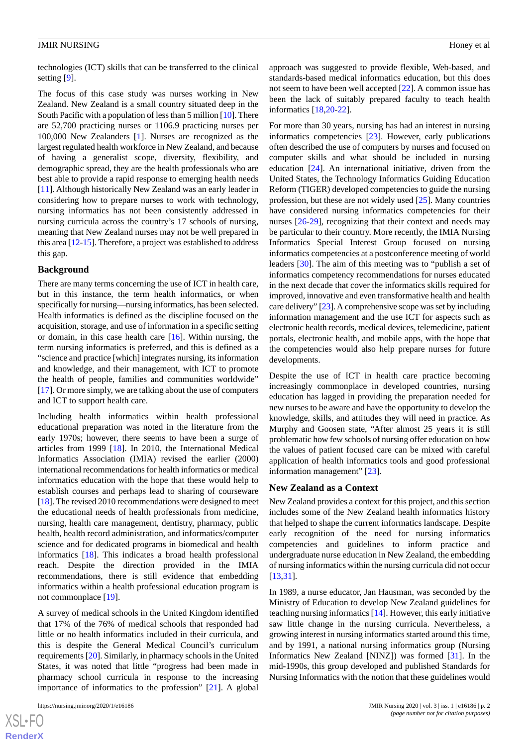technologies (ICT) skills that can be transferred to the clinical setting [9].

The focus of this case study was nurses working in New Zealand. New Zealand is a small country situated deep in the South Pacific with a population of less than 5 million [10]. There are 52,700 practicing nurses or 1106.9 practicing nurses per 100,000 New Zealanders [1]. Nurses are recognized as the largest regulated health workforce in New Zealand, and because of having a generalist scope, diversity, flexibility, and demographic spread, they are the health professionals who are best able to provide a rapid response to emerging health needs [11]. Although historically New Zealand was an early leader in considering how to prepare nurses to work with technology, nursing informatics has not been consistently addressed in nursing curricula across the country's 17 schools of nursing, meaning that New Zealand nurses may not be well prepared in this area [12-15]. Therefore, a project was established to address this gap.

## Background

There are many terms concerning the use of ICT in health care, but in this instance, the term health informatics, or when specifically for nursing—nursing informatics, has been selected. Health informatics is defined as the discipline focused on the acquisition, storage, and use of information in a specific setting or domain, in this case health care [16]. Within nursing, the term nursing informatics is preferred, and this is defined as a "science and practice [which] integrates nursing, its information and knowledge, and their management, with ICT to promote the health of people, families and communities worldwide" [17]. Or more simply, we are talking about the use of computers and ICT to support health care.

Including health informatics within health professional educational preparation was noted in the literature from the early 1970s; however, there seems to have been a surge of articles from 1999 [18]. In 2010, the International Medical Informatics Association (IMIA) revised the earlier (2000) international recommendations for health informatics or medical informatics education with the hope that these would help to establish courses and perhaps lead to sharing of courseware [18]. The revised 2010 recommendations were designed to meet the educational needs of health professionals from medicine, nursing, health care management, dentistry, pharmacy, public health, health record administration, and informatics/computer science and for dedicated programs in biomedical and health informatics [18]. This indicates a broad health professional reach. Despite the direction provided in the IMIA recommendations, there is still evidence that embedding informatics within a health professional education program is not commonplace [19].

A survey of medical schools in the United Kingdom identified that 17% of the 76% of medical schools that responded had little or no health informatics included in their curricula, and this is despite the General Medical Council's curriculum requirements [20]. Similarly, in pharmacy schools in the United States, it was noted that little "progress had been made in pharmacy school curricula in response to the increasing importance of informatics to the profession" [21]. A global approach was suggested to provide flexible, Web-based, and standards-based medical informatics education, but this does not seem to have been well accepted [22]. A common issue has been the lack of suitably prepared faculty to teach health informatics [18,20-22].

For more than 30 years, nursing has had an interest in nursing informatics competencies [23]. However, early publications often described the use of computers by nurses and focused on computer skills and what should be included in nursing education [24]. An international initiative, driven from the United States, the Technology Informatics Guiding Education Reform (TIGER) developed competencies to guide the nursing profession, but these are not widely used [25]. Many countries have considered nursing informatics competencies for their nurses [26-29], recognizing that their context and needs may be particular to their country. More recently, the IMIA Nursing Informatics Special Interest Group focused on nursing informatics competencies at a postconference meeting of world leaders [30]. The aim of this meeting was to "publish a set of informatics competency recommendations for nurses educated in the next decade that cover the informatics skills required for improved, innovative and even transformative health and health care delivery" [23]. A comprehensive scope was set by including information management and the use ICT for aspects such as electronic health records, medical devices, telemedicine, patient portals, electronic health, and mobile apps, with the hope that the competencies would also help prepare nurses for future developments.

Despite the use of ICT in health care practice becoming increasingly commonplace in developed countries, nursing education has lagged in providing the preparation needed for new nurses to be aware and have the opportunity to develop the knowledge, skills, and attitudes they will need in practice. As Murphy and Goosen state, "After almost 25 years it is still problematic how few schools of nursing offer education on how the values of patient focused care can be mixed with careful application of health informatics tools and good professional information management" [23].

### New Zealand as a Context

New Zealand provides a context for this project, and this section includes some of the New Zealand health informatics history that helped to shape the current informatics landscape. Despite early recognition of the need for nursing informatics competencies and guidelines to inform practice and undergraduate nurse education in New Zealand, the embedding of nursing informatics within the nursing curricula did not occur [13,31].

In 1989, a nurse educator, Jan Hausman, was seconded by the Ministry of Education to develop New Zealand guidelines for teaching nursing informatics [14]. However, this early initiative saw little change in the nursing curricula. Nevertheless, a growing interest in nursing informatics started around this time, and by 1991, a national nursing informatics group (Nursing Informatics New Zealand [NINZ]) was formed [31]. In the mid-1990s, this group developed and published Standards for Nursing Informatics with the notion that these guidelines would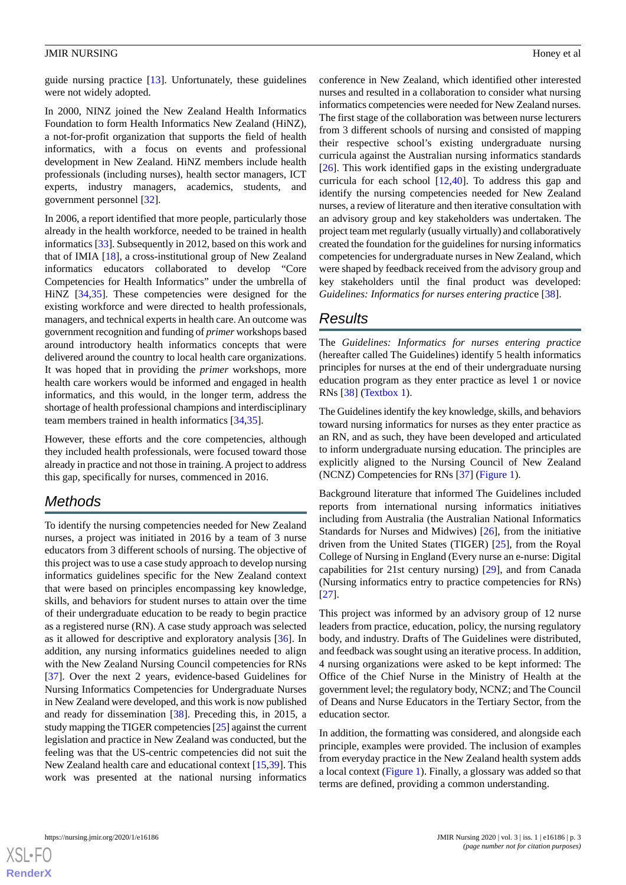guide nursing practice [13]. Unfortunately, these guidelines were not widely adopted.

In 2000, NINZ joined the New Zealand Health Informatics Foundation to form Health Informatics New Zealand (HiNZ), a not-for-profit organization that supports the field of health informatics, with a focus on events and professional development in New Zealand. HiNZ members include health professionals (including nurses), health sector managers, ICT experts, industry managers, academics, students, and government personnel [32].

In 2006, a report identified that more people, particularly those already in the health workforce, needed to be trained in health informatics [33]. Subsequently in 2012, based on this work and that of IMIA [18], a cross-institutional group of New Zealand informatics educators collaborated to develop "Core Competencies for Health Informatics" under the umbrella of HiNZ [34,35]. These competencies were designed for the existing workforce and were directed to health professionals, managers, and technical experts in health care. An outcome was government recognition and funding of *primer* workshops based around introductory health informatics concepts that were delivered around the country to local health care organizations. It was hoped that in providing the *primer* workshops, more health care workers would be informed and engaged in health informatics, and this would, in the longer term, address the shortage of health professional champions and interdisciplinary team members trained in health informatics [34,35].

However, these efforts and the core competencies, although they included health professionals, were focused toward those already in practice and not those in training. A project to address this gap, specifically for nurses, commenced in 2016.

## Methods

To identify the nursing competencies needed for New Zealand nurses, a project was initiated in 2016 by a team of 3 nurse educators from 3 different schools of nursing. The objective of this project was to use a case study approach to develop nursing informatics guidelines specific for the New Zealand context that were based on principles encompassing key knowledge, skills, and behaviors for student nurses to attain over the time of their undergraduate education to be ready to begin practice as a registered nurse (RN). A case study approach was selected as it allowed for descriptive and exploratory analysis [36]. In addition, any nursing informatics guidelines needed to align with the New Zealand Nursing Council competencies for RNs [37]. Over the next 2 years, evidence-based Guidelines for Nursing Informatics Competencies for Undergraduate Nurses in New Zealand were developed, and this work is now published and ready for dissemination [38]. Preceding this, in 2015, a study mapping the TIGER competencies [25] against the current legislation and practice in New Zealand was conducted, but the feeling was that the US-centric competencies did not suit the New Zealand health care and educational context [15,39]. This work was presented at the national nursing informatics conference in New Zealand, which identified other interested nurses and resulted in a collaboration to consider what nursing informatics competencies were needed for New Zealand nurses. The first stage of the collaboration was between nurse lecturers from 3 different schools of nursing and consisted of mapping their respective school's existing undergraduate nursing curricula against the Australian nursing informatics standards [26]. This work identified gaps in the existing undergraduate curricula for each school [12,40]. To address this gap and identify the nursing competencies needed for New Zealand nurses, a review of literature and then iterative consultation with an advisory group and key stakeholders was undertaken. The project team met regularly (usually virtually) and collaboratively created the foundation for the guidelines for nursing informatics competencies for undergraduate nurses in New Zealand, which were shaped by feedback received from the advisory group and key stakeholders until the final product was developed: *Guidelines: Informatics for nurses entering practice* [38].

## Results

The *Guidelines: Informatics for nurses entering practice* (hereafter called The Guidelines) identify 5 health informatics principles for nurses at the end of their undergraduate nursing education program as they enter practice as level 1 or novice RNs [38] (Textbox 1).

The Guidelines identify the key knowledge, skills, and behaviors toward nursing informatics for nurses as they enter practice as an RN, and as such, they have been developed and articulated to inform undergraduate nursing education. The principles are explicitly aligned to the Nursing Council of New Zealand (NCNZ) Competencies for RNs [37] (Figure 1).

Background literature that informed The Guidelines included reports from international nursing informatics initiatives including from Australia (the Australian National Informatics Standards for Nurses and Midwives) [26], from the initiative driven from the United States (TIGER) [25], from the Royal College of Nursing in England (Every nurse an e-nurse: Digital capabilities for 21st century nursing) [29], and from Canada (Nursing informatics entry to practice competencies for RNs) [27].

This project was informed by an advisory group of 12 nurse leaders from practice, education, policy, the nursing regulatory body, and industry. Drafts of The Guidelines were distributed, and feedback was sought using an iterative process. In addition, 4 nursing organizations were asked to be kept informed: The Office of the Chief Nurse in the Ministry of Health at the government level; the regulatory body, NCNZ; and The Council of Deans and Nurse Educators in the Tertiary Sector, from the education sector.

In addition, the formatting was considered, and alongside each principle, examples were provided. The inclusion of examples from everyday practice in the New Zealand health system adds a local context (Figure 1). Finally, a glossary was added so that terms are defined, providing a common understanding.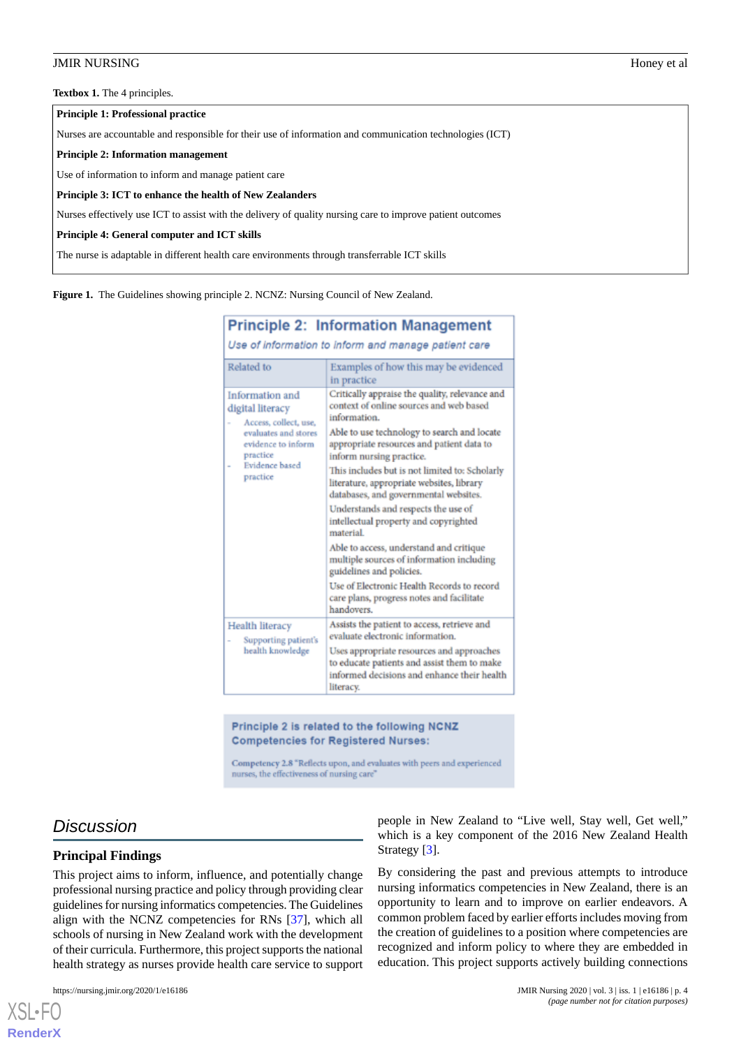**Textbox 1.** The 4 principles.

**Principle 1: Professional practice**

Nurses are accountable and responsible for their use of information and communication technologies (ICT)

**Principle 2: Information management**

Use of information to inform and manage patient care

**Principle 3: ICT to enhance the health of New Zealanders**

Nurses effectively use ICT to assist with the delivery of quality nursing care to improve patient outcomes

**Principle 4: General computer and ICT skills**

The nurse is adaptable in different health care environments through transferrable ICT skills

**Figure 1.** The Guidelines showing principle 2. NCNZ: Nursing Council of New Zealand.

**Principle 2: Information Management**

*Use of information to inform and manage patient care*

| Related to | Examples of how this may be evidenced in practice |
|---|---|
| Information and digital literacy<br>- Access, collect, use, evaluates and stores evidence to inform practice<br>- Evidence based practice | Critically appraise the quality, relevance and context of online sources and web based information.<br>Able to use technology to search and locate appropriate resources and patient data to inform nursing practice.<br>This includes but is not limited to: Scholarly literature, appropriate websites, library databases, and governmental websites.<br>Understands and respects the use of intellectual property and copyrighted material.<br>Able to access, understand and critique multiple sources of information including guidelines and policies.<br>Use of Electronic Health Records to record care plans, progress notes and facilitate handovers. |
| Health literacy<br>- Supporting patient's health knowledge | Assists the patient to access, retrieve and evaluate electronic information.<br>Uses appropriate resources and approaches to educate patients and assist them to make informed decisions and enhance their health literacy. |

**Principle 2 is related to the following NCNZ Competencies for Registered Nurses:**

Competency 2.8 "Reflects upon, and evaluates with peers and experienced nurses, the effectiveness of nursing care"

## Discussion

### Principal Findings

This project aims to inform, influence, and potentially change professional nursing practice and policy through providing clear guidelines for nursing informatics competencies. The Guidelines align with the NCNZ competencies for RNs [37], which all schools of nursing in New Zealand work with the development of their curricula. Furthermore, this project supports the national health strategy as nurses provide health care service to support people in New Zealand to "Live well, Stay well, Get well," which is a key component of the 2016 New Zealand Health Strategy [3].

By considering the past and previous attempts to introduce nursing informatics competencies in New Zealand, there is an opportunity to learn and to improve on earlier endeavors. A common problem faced by earlier efforts includes moving from the creation of guidelines to a position where competencies are recognized and inform policy to where they are embedded in education. This project supports actively building connections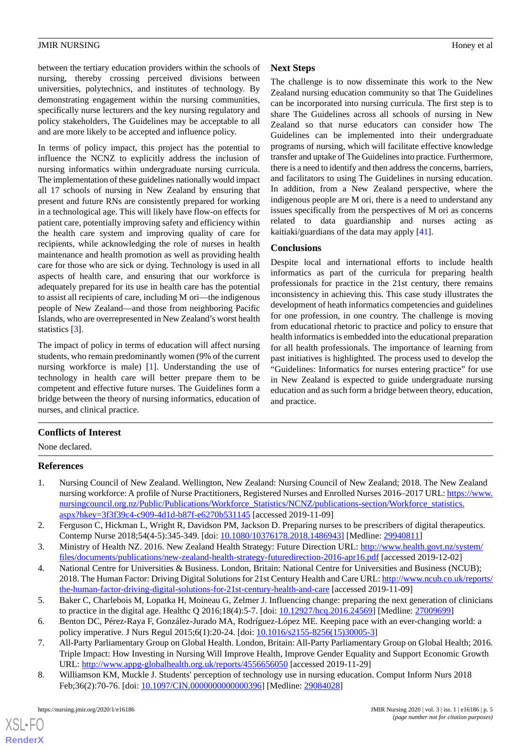between the tertiary education providers within the schools of nursing, thereby crossing perceived divisions between universities, polytechnics, and institutes of technology. By demonstrating engagement within the nursing communities, specifically nurse lecturers and the key nursing regulatory and policy stakeholders, The Guidelines may be acceptable to all and are more likely to be accepted and influence policy.

In terms of policy impact, this project has the potential to influence the NCNZ to explicitly address the inclusion of nursing informatics within undergraduate nursing curricula. The implementation of these guidelines nationally would impact all 17 schools of nursing in New Zealand by ensuring that present and future RNs are consistently prepared for working in a technological age. This will likely have flow-on effects for patient care, potentially improving safety and efficiency within the health care system and improving quality of care for recipients, while acknowledging the role of nurses in health maintenance and health promotion as well as providing health care for those who are sick or dying. Technology is used in all aspects of health care, and ensuring that our workforce is adequately prepared for its use in health care has the potential to assist all recipients of care, including M ori—the indigenous people of New Zealand—and those from neighboring Pacific Islands, who are overrepresented in New Zealand's worst health statistics [3].

The impact of policy in terms of education will affect nursing students, who remain predominantly women (9% of the current nursing workforce is male) [1]. Understanding the use of technology in health care will better prepare them to be competent and effective future nurses. The Guidelines form a bridge between the theory of nursing informatics, education of nurses, and clinical practice.

## Next Steps

The challenge is to now disseminate this work to the New Zealand nursing education community so that The Guidelines can be incorporated into nursing curricula. The first step is to share The Guidelines across all schools of nursing in New Zealand so that nurse educators can consider how The Guidelines can be implemented into their undergraduate programs of nursing, which will facilitate effective knowledge transfer and uptake of The Guidelines into practice. Furthermore, there is a need to identify and then address the concerns, barriers, and facilitators to using The Guidelines in nursing education. In addition, from a New Zealand perspective, where the indigenous people are M ori, there is a need to understand any issues specifically from the perspectives of M ori as concerns related to data guardianship and nurses acting as kaitiaki/guardians of the data may apply [41].

## Conclusions

Despite local and international efforts to include health informatics as part of the curricula for preparing health professionals for practice in the 21st century, there remains inconsistency in achieving this. This case study illustrates the development of heath informatics competencies and guidelines for one profession, in one country. The challenge is moving from educational rhetoric to practice and policy to ensure that health informatics is embedded into the educational preparation for all health professionals. The importance of learning from past initiatives is highlighted. The process used to develop the "Guidelines: Informatics for nurses entering practice" for use in New Zealand is expected to guide undergraduate nursing education and as such form a bridge between theory, education, and practice.

## Conflicts of Interest

None declared.

## References

1. Nursing Council of New Zealand. Wellington, New Zealand: Nursing Council of New Zealand; 2018. The New Zealand nursing workforce: A profile of Nurse Practitioners, Registered Nurses and Enrolled Nurses 2016–2017 URL: https://www.nursingcouncil.org.nz/Public/Publications/Workforce_Statistics/NCNZ/publications-section/Workforce_statistics.aspx?hkey=3f3f39c4-c909-4d1d-b87f-e6270b531145 [accessed 2019-11-09]
2. Ferguson C, Hickman L, Wright R, Davidson PM, Jackson D. Preparing nurses to be prescribers of digital therapeutics. Contemp Nurse 2018;54(4-5):345-349. [doi: 10.1080/10376178.2018.1486943] [Medline: 29940811]
3. Ministry of Health NZ. 2016. New Zealand Health Strategy: Future Direction URL: http://www.health.govt.nz/system/files/documents/publications/new-zealand-health-strategy-futuredirection-2016-apr16.pdf [accessed 2019-12-02]
4. National Centre for Universities & Business. London, Britain: National Centre for Universities and Business (NCUB); 2018. The Human Factor: Driving Digital Solutions for 21st Century Health and Care URL: http://www.ncub.co.uk/reports/the-human-factor-driving-digital-solutions-for-21st-century-health-and-care [accessed 2019-11-09]
5. Baker C, Charlebois M, Lopatka H, Moineau G, Zelmer J. Influencing change: preparing the next generation of clinicians to practice in the digital age. Healthc Q 2016;18(4):5-7. [doi: 10.12927/hcq.2016.24569] [Medline: 27009699]
6. Benton DC, Pérez-Raya F, González-Jurado MA, Rodríguez-López ME. Keeping pace with an ever-changing world: a policy imperative. J Nurs Regul 2015;6(1):20-24. [doi: 10.1016/s2155-8256(15)30005-3]
7. All-Party Parliamentary Group on Global Health. London, Britain: All-Party Parliamentary Group on Global Health; 2016. Triple Impact: How Investing in Nursing Will Improve Health, Improve Gender Equality and Support Economic Growth URL: http://www.appg-globalhealth.org.uk/reports/4556656050 [accessed 2019-11-29]
8. Williamson KM, Muckle J. Students' perception of technology use in nursing education. Comput Inform Nurs 2018 Feb;36(2):70-76. [doi: 10.1097/CIN.0000000000000396] [Medline: 29084028]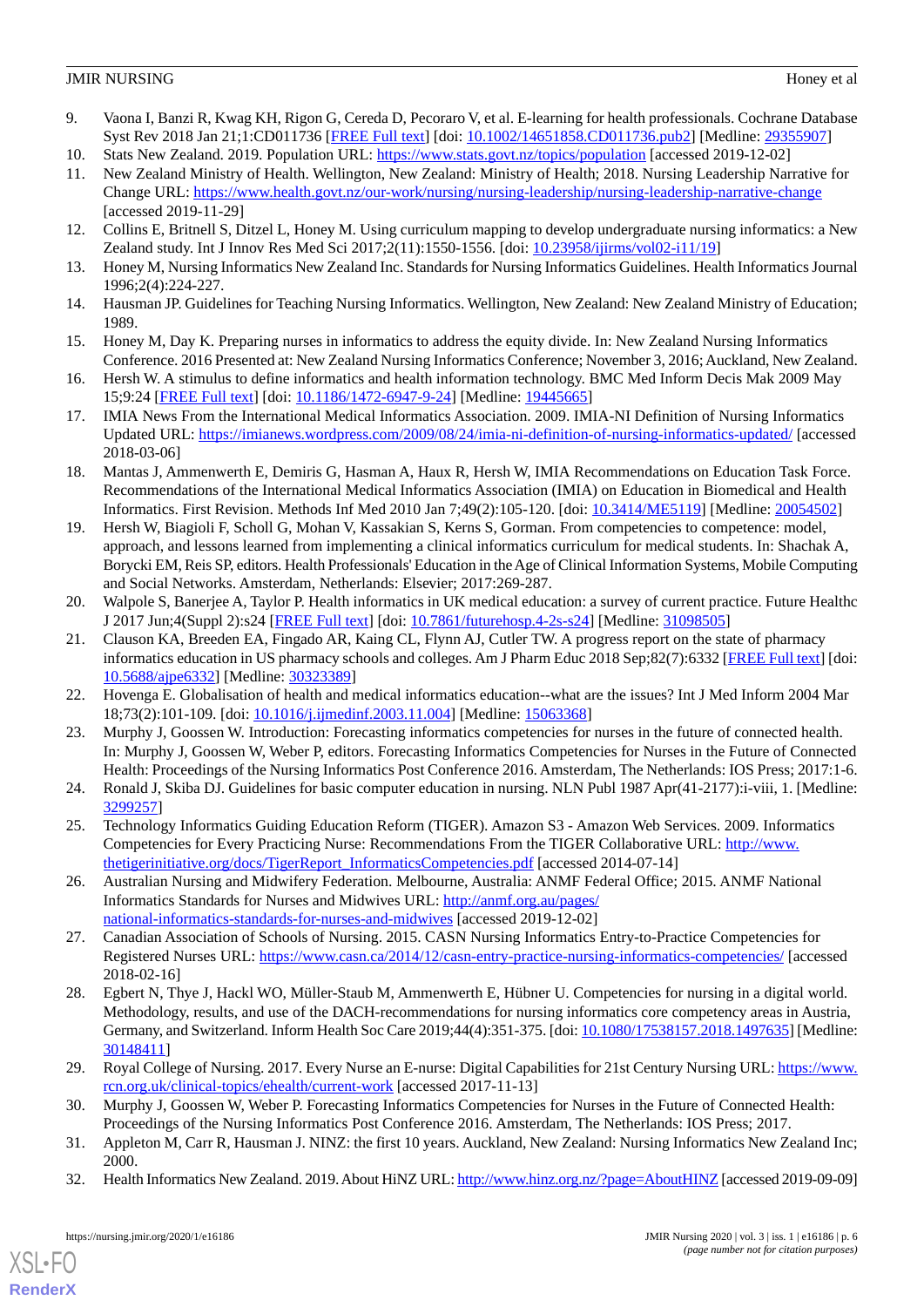9. Vaona I, Banzi R, Kwag KH, Rigon G, Cereda D, Pecoraro V, et al. E-learning for health professionals. Cochrane Database Syst Rev 2018 Jan 21;1:CD011736 [FREE Full text] [doi: 10.1002/14651858.CD011736.pub2] [Medline: 29355907]
10. Stats New Zealand. 2019. Population URL: https://www.stats.govt.nz/topics/population [accessed 2019-12-02]
11. New Zealand Ministry of Health. Wellington, New Zealand: Ministry of Health; 2018. Nursing Leadership Narrative for Change URL: https://www.health.govt.nz/our-work/nursing/nursing-leadership/nursing-leadership-narrative-change [accessed 2019-11-29]
12. Collins E, Britnell S, Ditzel L, Honey M. Using curriculum mapping to develop undergraduate nursing informatics: a New Zealand study. Int J Innov Res Med Sci 2017;2(11):1550-1556. [doi: 10.23958/ijirms/vol02-i11/19]
13. Honey M, Nursing Informatics New Zealand Inc. Standards for Nursing Informatics Guidelines. Health Informatics Journal 1996;2(4):224-227.
14. Hausman JP. Guidelines for Teaching Nursing Informatics. Wellington, New Zealand: New Zealand Ministry of Education; 1989.
15. Honey M, Day K. Preparing nurses in informatics to address the equity divide. In: New Zealand Nursing Informatics Conference. 2016 Presented at: New Zealand Nursing Informatics Conference; November 3, 2016; Auckland, New Zealand.
16. Hersh W. A stimulus to define informatics and health information technology. BMC Med Inform Decis Mak 2009 May 15;9:24 [FREE Full text] [doi: 10.1186/1472-6947-9-24] [Medline: 19445665]
17. IMIA News From the International Medical Informatics Association. 2009. IMIA-NI Definition of Nursing Informatics Updated URL: https://imianews.wordpress.com/2009/08/24/imia-ni-definition-of-nursing-informatics-updated/ [accessed 2018-03-06]
18. Mantas J, Ammenwerth E, Demiris G, Hasman A, Haux R, Hersh W, IMIA Recommendations on Education Task Force. Recommendations of the International Medical Informatics Association (IMIA) on Education in Biomedical and Health Informatics. First Revision. Methods Inf Med 2010 Jan 7;49(2):105-120. [doi: 10.3414/ME5119] [Medline: 20054502]
19. Hersh W, Biagioli F, Scholl G, Mohan V, Kassakian S, Kerns S, Gorman. From competencies to competence: model, approach, and lessons learned from implementing a clinical informatics curriculum for medical students. In: Shachak A, Borycki EM, Reis SP, editors. Health Professionals' Education in the Age of Clinical Information Systems, Mobile Computing and Social Networks. Amsterdam, Netherlands: Elsevier; 2017:269-287.
20. Walpole S, Banerjee A, Taylor P. Health informatics in UK medical education: a survey of current practice. Future Healthc J 2017 Jun;4(Suppl 2):s24 [FREE Full text] [doi: 10.7861/futurehosp.4-2s-s24] [Medline: 31098505]
21. Clauson KA, Breeden EA, Fingado AR, Kaing CL, Flynn AJ, Cutler TW. A progress report on the state of pharmacy informatics education in US pharmacy schools and colleges. Am J Pharm Educ 2018 Sep;82(7):6332 [FREE Full text] [doi: 10.5688/ajpe6332] [Medline: 30323389]
22. Hovenga E. Globalisation of health and medical informatics education--what are the issues? Int J Med Inform 2004 Mar 18;73(2):101-109. [doi: 10.1016/j.ijmedinf.2003.11.004] [Medline: 15063368]
23. Murphy J, Goossen W. Introduction: Forecasting informatics competencies for nurses in the future of connected health. In: Murphy J, Goossen W, Weber P, editors. Forecasting Informatics Competencies for Nurses in the Future of Connected Health: Proceedings of the Nursing Informatics Post Conference 2016. Amsterdam, The Netherlands: IOS Press; 2017:1-6.
24. Ronald J, Skiba DJ. Guidelines for basic computer education in nursing. NLN Publ 1987 Apr(41-2177):i-viii, 1. [Medline: 3299257]
25. Technology Informatics Guiding Education Reform (TIGER). Amazon S3 - Amazon Web Services. 2009. Informatics Competencies for Every Practicing Nurse: Recommendations From the TIGER Collaborative URL: http://www.thetigerinitiative.org/docs/TigerReport_InformaticsCompetencies.pdf [accessed 2014-07-14]
26. Australian Nursing and Midwifery Federation. Melbourne, Australia: ANMF Federal Office; 2015. ANMF National Informatics Standards for Nurses and Midwives URL: http://anmf.org.au/pages/national-informatics-standards-for-nurses-and-midwives [accessed 2019-12-02]
27. Canadian Association of Schools of Nursing. 2015. CASN Nursing Informatics Entry-to-Practice Competencies for Registered Nurses URL: https://www.casn.ca/2014/12/casn-entry-practice-nursing-informatics-competencies/ [accessed 2018-02-16]
28. Egbert N, Thye J, Hackl WO, Müller-Staub M, Ammenwerth E, Hübner U. Competencies for nursing in a digital world. Methodology, results, and use of the DACH-recommendations for nursing informatics core competency areas in Austria, Germany, and Switzerland. Inform Health Soc Care 2019;44(4):351-375. [doi: 10.1080/17538157.2018.1497635] [Medline: 30148411]
29. Royal College of Nursing. 2017. Every Nurse an E-nurse: Digital Capabilities for 21st Century Nursing URL: https://www.rcn.org.uk/clinical-topics/ehealth/current-work [accessed 2017-11-13]
30. Murphy J, Goossen W, Weber P. Forecasting Informatics Competencies for Nurses in the Future of Connected Health: Proceedings of the Nursing Informatics Post Conference 2016. Amsterdam, The Netherlands: IOS Press; 2017.
31. Appleton M, Carr R, Hausman J. NINZ: the first 10 years. Auckland, New Zealand: Nursing Informatics New Zealand Inc; 2000.
32. Health Informatics New Zealand. 2019. About HiNZ URL: http://www.hinz.org.nz/?page=AboutHINZ [accessed 2019-09-09]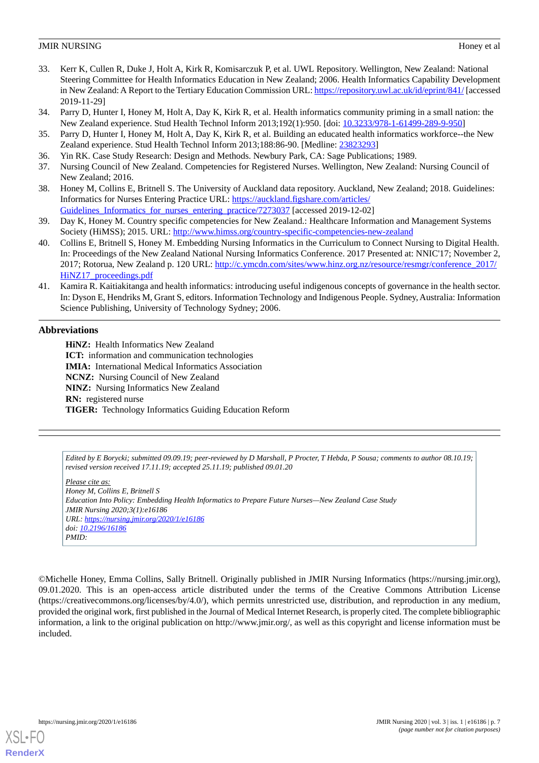33. Kerr K, Cullen R, Duke J, Holt A, Kirk R, Komisarczuk P, et al. UWL Repository. Wellington, New Zealand: National Steering Committee for Health Informatics Education in New Zealand; 2006. Health Informatics Capability Development in New Zealand: A Report to the Tertiary Education Commission URL: https://repository.uwl.ac.uk/id/eprint/841/ [accessed 2019-11-29]
34. Parry D, Hunter I, Honey M, Holt A, Day K, Kirk R, et al. Health informatics community priming in a small nation: the New Zealand experience. Stud Health Technol Inform 2013;192(1):950. [doi: 10.3233/978-1-61499-289-9-950]
35. Parry D, Hunter I, Honey M, Holt A, Day K, Kirk R, et al. Building an educated health informatics workforce--the New Zealand experience. Stud Health Technol Inform 2013;188:86-90. [Medline: 23823293]
36. Yin RK. Case Study Research: Design and Methods. Newbury Park, CA: Sage Publications; 1989.
37. Nursing Council of New Zealand. Competencies for Registered Nurses. Wellington, New Zealand: Nursing Council of New Zealand; 2016.
38. Honey M, Collins E, Britnell S. The University of Auckland data repository. Auckland, New Zealand; 2018. Guidelines: Informatics for Nurses Entering Practice URL: https://auckland.figshare.com/articles/Guidelines_Informatics_for_nurses_entering_practice/7273037 [accessed 2019-12-02]
39. Day K, Honey M. Country specific competencies for New Zealand.: Healthcare Information and Management Systems Society (HiMSS); 2015. URL: http://www.himss.org/country-specific-competencies-new-zealand
40. Collins E, Britnell S, Honey M. Embedding Nursing Informatics in the Curriculum to Connect Nursing to Digital Health. In: Proceedings of the New Zealand National Nursing Informatics Conference. 2017 Presented at: NNIC'17; November 2, 2017; Rotorua, New Zealand p. 120 URL: http://c.ymcdn.com/sites/www.hinz.org.nz/resource/resmgr/conference_2017/HiNZ17_proceedings.pdf
41. Kamira R. Kaitiakitanga and health informatics: introducing useful indigenous concepts of governance in the health sector. In: Dyson E, Hendriks M, Grant S, editors. Information Technology and Indigenous People. Sydney, Australia: Information Science Publishing, University of Technology Sydney; 2006.

## Abbreviations

**HiNZ:** Health Informatics New Zealand
**ICT:** information and communication technologies
**IMIA:** International Medical Informatics Association
**NCNZ:** Nursing Council of New Zealand
**NINZ:** Nursing Informatics New Zealand
**RN:** registered nurse
**TIGER:** Technology Informatics Guiding Education Reform

*Edited by E Borycki; submitted 09.09.19; peer-reviewed by D Marshall, P Procter, T Hebda, P Sousa; comments to author 08.10.19; revised version received 17.11.19; accepted 25.11.19; published 09.01.20*

*Please cite as:*
*Honey M, Collins E, Britnell S*
*Education Into Policy: Embedding Health Informatics to Prepare Future Nurses—New Zealand Case Study*
*JMIR Nursing 2020;3(1):e16186*
*URL: https://nursing.jmir.org/2020/1/e16186*
*doi: 10.2196/16186*
*PMID:*

©Michelle Honey, Emma Collins, Sally Britnell. Originally published in JMIR Nursing Informatics (https://nursing.jmir.org), 09.01.2020. This is an open-access article distributed under the terms of the Creative Commons Attribution License (https://creativecommons.org/licenses/by/4.0/), which permits unrestricted use, distribution, and reproduction in any medium, provided the original work, first published in the Journal of Medical Internet Research, is properly cited. The complete bibliographic information, a link to the original publication on http://www.jmir.org/, as well as this copyright and license information must be included.